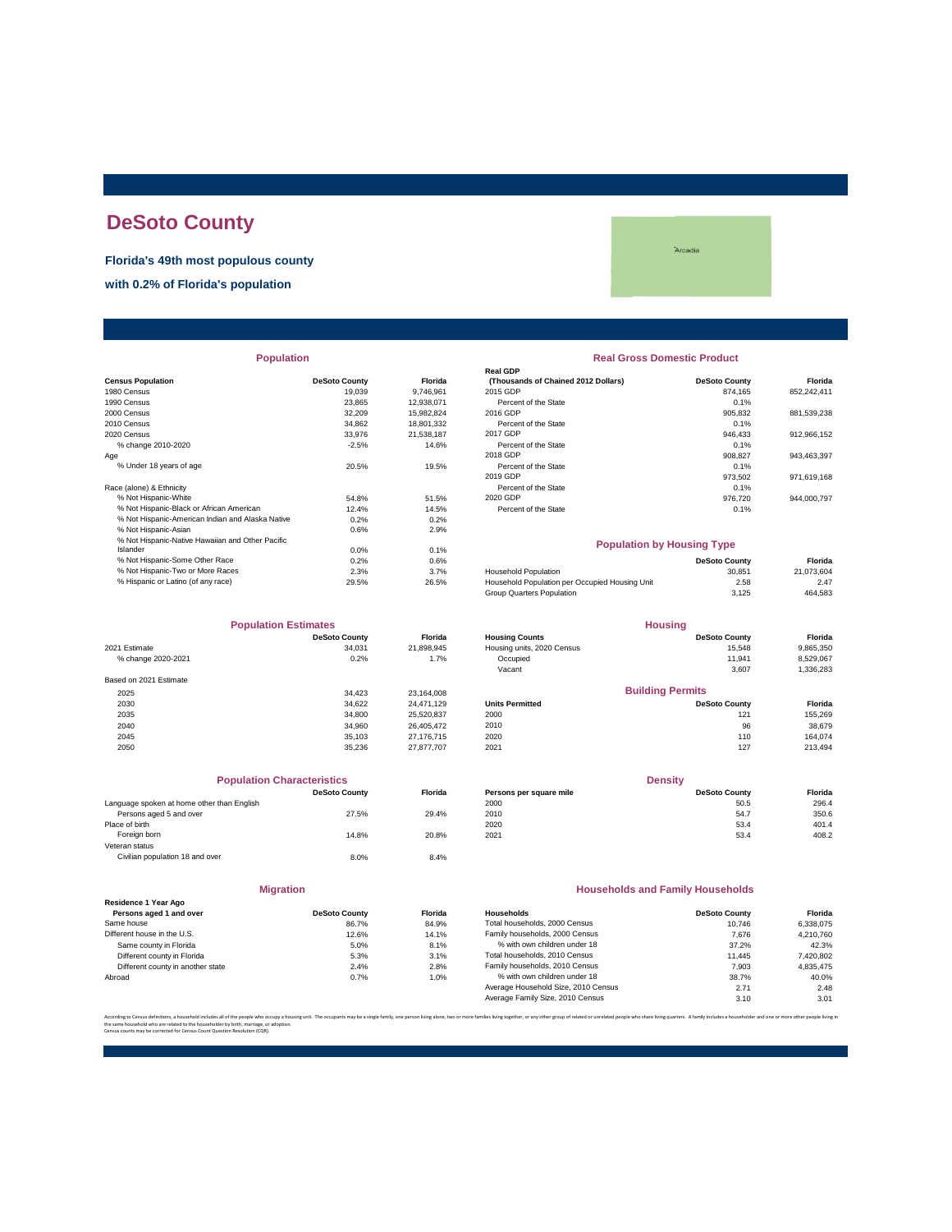# DeSoto County

**Florida's 49th most populous county**

**with 0.2% of Florida's population**

Arcadia

## Population

| Census Population | DeSoto County | Florida |
|---|---|---|
| 1980 Census | 19,039 | 9,746,961 |
| 1990 Census | 23,865 | 12,938,071 |
| 2000 Census | 32,209 | 15,982,824 |
| 2010 Census | 34,862 | 18,801,332 |
| 2020 Census | 33,976 | 21,538,187 |
| % change 2010-2020 | -2.5% | 14.6% |
| Age | | |
| % Under 18 years of age | 20.5% | 19.5% |
| Race (alone) & Ethnicity | | |
| % Not Hispanic-White | 54.8% | 51.5% |
| % Not Hispanic-Black or African American | 12.4% | 14.5% |
| % Not Hispanic-American Indian and Alaska Native | 0.2% | 0.2% |
| % Not Hispanic-Asian | 0.6% | 2.9% |
| % Not Hispanic-Native Hawaiian and Other Pacific Islander | 0.0% | 0.1% |
| % Not Hispanic-Some Other Race | 0.2% | 0.6% |
| % Not Hispanic-Two or More Races | 2.3% | 3.7% |
| % Hispanic or Latino (of any race) | 29.5% | 26.5% |

## Real Gross Domestic Product

| Real GDP (Thousands of Chained 2012 Dollars) | DeSoto County | Florida |
|---|---|---|
| 2015 GDP | 874,165 | 852,242,411 |
| Percent of the State | 0.1% | |
| 2016 GDP | 905,832 | 881,539,238 |
| Percent of the State | 0.1% | |
| 2017 GDP | 946,433 | 912,966,152 |
| Percent of the State | 0.1% | |
| 2018 GDP | 908,827 | 943,463,397 |
| Percent of the State | 0.1% | |
| 2019 GDP | 973,502 | 971,619,168 |
| Percent of the State | 0.1% | |
| 2020 GDP | 976,720 | 944,000,797 |
| Percent of the State | 0.1% | |

## Population by Housing Type

| | DeSoto County | Florida |
|---|---|---|
| Household Population | 30,851 | 21,073,604 |
| Household Population per Occupied Housing Unit | 2.58 | 2.47 |
| Group Quarters Population | 3,125 | 464,583 |

## Population Estimates

| | DeSoto County | Florida |
|---|---|---|
| 2021 Estimate | 34,031 | 21,898,945 |
| % change 2020-2021 | 0.2% | 1.7% |
| Based on 2021 Estimate | | |
| 2025 | 34,423 | 23,164,008 |
| 2030 | 34,622 | 24,471,129 |
| 2035 | 34,800 | 25,520,837 |
| 2040 | 34,960 | 26,405,472 |
| 2045 | 35,103 | 27,176,715 |
| 2050 | 35,236 | 27,877,707 |

## Housing

| Housing Counts | DeSoto County | Florida |
|---|---|---|
| Housing units, 2020 Census | 15,548 | 9,865,350 |
| Occupied | 11,941 | 8,529,067 |
| Vacant | 3,607 | 1,336,283 |

## Building Permits

| Units Permitted | DeSoto County | Florida |
|---|---|---|
| 2000 | 121 | 155,269 |
| 2010 | 96 | 38,679 |
| 2020 | 110 | 164,074 |
| 2021 | 127 | 213,494 |

## Population Characteristics

| | DeSoto County | Florida |
|---|---|---|
| Language spoken at home other than English | | |
| Persons aged 5 and over | 27.5% | 29.4% |
| Place of birth | | |
| Foreign born | 14.8% | 20.8% |
| Veteran status | | |
| Civilian population 18 and over | 8.0% | 8.4% |

## Density

| Persons per square mile | DeSoto County | Florida |
|---|---|---|
| 2000 | 50.5 | 296.4 |
| 2010 | 54.7 | 350.6 |
| 2020 | 53.4 | 401.4 |
| 2021 | 53.4 | 408.2 |

## Migration

| Residence 1 Year Ago Persons aged 1 and over | DeSoto County | Florida |
|---|---|---|
| Same house | 86.7% | 84.9% |
| Different house in the U.S. | 12.6% | 14.1% |
| Same county in Florida | 5.0% | 8.1% |
| Different county in Florida | 5.3% | 3.1% |
| Different county in another state | 2.4% | 2.8% |
| Abroad | 0.7% | 1.0% |

## Households and Family Households

| Households | DeSoto County | Florida |
|---|---|---|
| Total households, 2000 Census | 10,746 | 6,338,075 |
| Family households, 2000 Census | 7,676 | 4,210,760 |
| % with own children under 18 | 37.2% | 42.3% |
| Total households, 2010 Census | 11,445 | 7,420,802 |
| Family households, 2010 Census | 7,903 | 4,835,475 |
| % with own children under 18 | 38.7% | 40.0% |
| Average Household Size, 2010 Census | 2.71 | 2.48 |
| Average Family Size, 2010 Census | 3.10 | 3.01 |

According to Census definitions, a household includes all of the people who occupy a housing unit. The occupants may be a single family, one person living alone, two or more families living together, or any other group of related or unrelated people who share living quarters. A family includes a householder and one or more other people living in the same household who are related to the householder by birth, marriage, or adoption.
Census counts may be corrected for Census Count Question Resolution (CQR).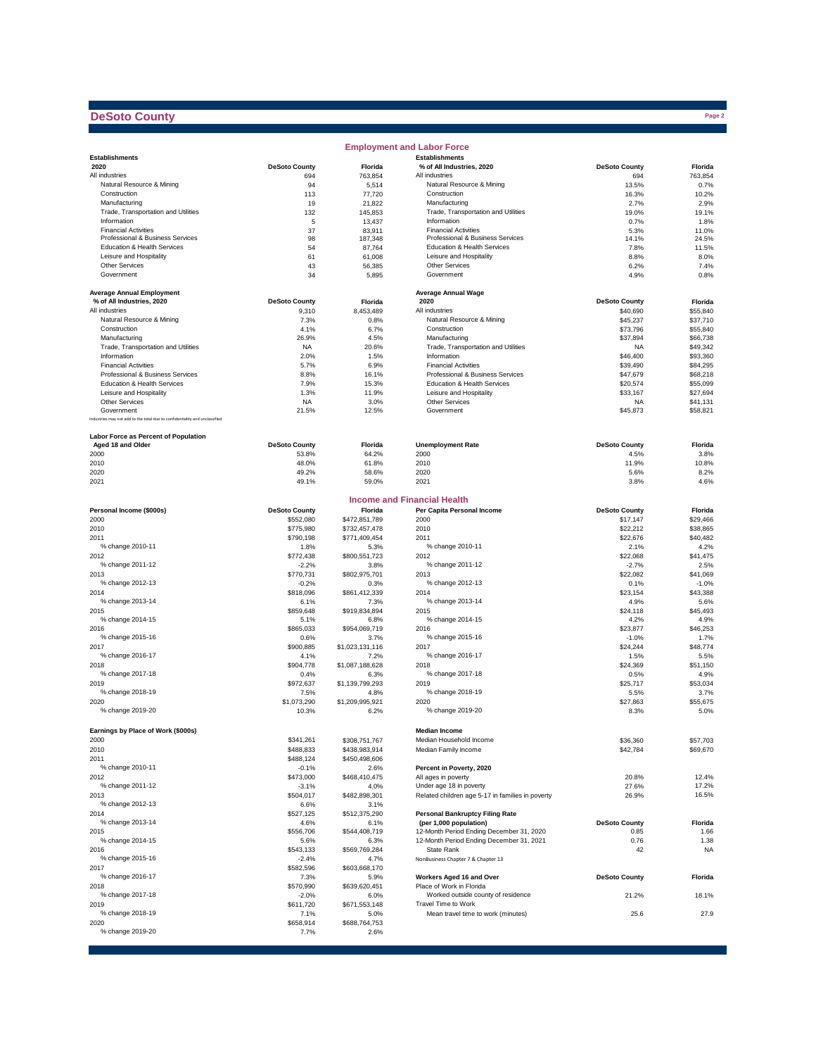# DeSoto County

## Employment and Labor Force

| Establishments 2020 | DeSoto County | Florida |
|---|---|---|
| All industries | 694 | 763,854 |
| Natural Resource & Mining | 94 | 5,514 |
| Construction | 113 | 77,720 |
| Manufacturing | 19 | 21,822 |
| Trade, Transportation and Utilities | 132 | 145,853 |
| Information | 5 | 13,437 |
| Financial Activities | 37 | 83,911 |
| Professional & Business Services | 98 | 187,348 |
| Education & Health Services | 54 | 87,764 |
| Leisure and Hospitality | 61 | 61,008 |
| Other Services | 43 | 56,385 |
| Government | 34 | 5,895 |

| Establishments % of All Industries, 2020 | DeSoto County | Florida |
|---|---|---|
| All industries | 694 | 763,854 |
| Natural Resource & Mining | 13.5% | 0.7% |
| Construction | 16.3% | 10.2% |
| Manufacturing | 2.7% | 2.9% |
| Trade, Transportation and Utilities | 19.0% | 19.1% |
| Information | 0.7% | 1.8% |
| Financial Activities | 5.3% | 11.0% |
| Professional & Business Services | 14.1% | 24.5% |
| Education & Health Services | 7.8% | 11.5% |
| Leisure and Hospitality | 8.8% | 8.0% |
| Other Services | 6.2% | 7.4% |
| Government | 4.9% | 0.8% |

| Average Annual Employment % of All Industries, 2020 | DeSoto County | Florida |
|---|---|---|
| All industries | 9,310 | 8,453,489 |
| Natural Resource & Mining | 7.3% | 0.8% |
| Construction | 4.1% | 6.7% |
| Manufacturing | 26.9% | 4.5% |
| Trade, Transportation and Utilities | NA | 20.6% |
| Information | 2.0% | 1.5% |
| Financial Activities | 5.7% | 6.9% |
| Professional & Business Services | 8.8% | 16.1% |
| Education & Health Services | 7.9% | 15.3% |
| Leisure and Hospitality | 1.3% | 11.9% |
| Other Services | NA | 3.0% |
| Government | 21.5% | 12.5% |

Industries may not add to the total due to confidentiality and unclassified.

| Average Annual Wage 2020 | DeSoto County | Florida |
|---|---|---|
| All industries | $40,690 | $55,840 |
| Natural Resource & Mining | $45,237 | $37,710 |
| Construction | $73,796 | $55,840 |
| Manufacturing | $37,894 | $66,738 |
| Trade, Transportation and Utilities | NA | $49,342 |
| Information | $46,400 | $93,360 |
| Financial Activities | $39,490 | $84,295 |
| Professional & Business Services | $47,679 | $68,218 |
| Education & Health Services | $20,574 | $55,099 |
| Leisure and Hospitality | $33,167 | $27,694 |
| Other Services | NA | $41,131 |
| Government | $45,873 | $58,821 |

| Labor Force as Percent of Population Aged 18 and Older | DeSoto County | Florida |
|---|---|---|
| 2000 | 53.8% | 64.2% |
| 2010 | 48.0% | 61.8% |
| 2020 | 49.2% | 58.6% |
| 2021 | 49.1% | 59.0% |

| Unemployment Rate | DeSoto County | Florida |
|---|---|---|
| 2000 | 4.5% | 3.8% |
| 2010 | 11.9% | 10.8% |
| 2020 | 5.6% | 8.2% |
| 2021 | 3.8% | 4.6% |

## Income and Financial Health

| Personal Income ($000s) | DeSoto County | Florida |
|---|---|---|
| 2000 | $552,080 | $472,851,789 |
| 2010 | $775,980 | $732,457,478 |
| 2011 | $790,198 | $771,409,454 |
| % change 2010-11 | 1.8% | 5.3% |
| 2012 | $772,438 | $800,551,723 |
| % change 2011-12 | -2.2% | 3.8% |
| 2013 | $770,731 | $802,975,701 |
| % change 2012-13 | -0.2% | 0.3% |
| 2014 | $818,096 | $861,412,339 |
| % change 2013-14 | 6.1% | 7.3% |
| 2015 | $859,648 | $919,834,894 |
| % change 2014-15 | 5.1% | 6.8% |
| 2016 | $865,033 | $954,069,719 |
| % change 2015-16 | 0.6% | 3.7% |
| 2017 | $900,885 | $1,023,131,116 |
| % change 2016-17 | 4.1% | 7.2% |
| 2018 | $904,778 | $1,087,188,628 |
| % change 2017-18 | 0.4% | 6.3% |
| 2019 | $972,637 | $1,139,799,293 |
| % change 2018-19 | 7.5% | 4.8% |
| 2020 | $1,073,290 | $1,209,995,921 |
| % change 2019-20 | 10.3% | 6.2% |

| Per Capita Personal Income | DeSoto County | Florida |
|---|---|---|
| 2000 | $17,147 | $29,466 |
| 2010 | $22,212 | $38,865 |
| 2011 | $22,676 | $40,482 |
| % change 2010-11 | 2.1% | 4.2% |
| 2012 | $22,068 | $41,475 |
| % change 2011-12 | -2.7% | 2.5% |
| 2013 | $22,082 | $41,069 |
| % change 2012-13 | 0.1% | -1.0% |
| 2014 | $23,154 | $43,388 |
| % change 2013-14 | 4.9% | 5.6% |
| 2015 | $24,118 | $45,493 |
| % change 2014-15 | 4.2% | 4.9% |
| 2016 | $23,877 | $46,253 |
| % change 2015-16 | -1.0% | 1.7% |
| 2017 | $24,244 | $48,774 |
| % change 2016-17 | 1.5% | 5.5% |
| 2018 | $24,369 | $51,150 |
| % change 2017-18 | 0.5% | 4.9% |
| 2019 | $25,717 | $53,034 |
| % change 2018-19 | 5.5% | 3.7% |
| 2020 | $27,863 | $55,675 |
| % change 2019-20 | 8.3% | 5.0% |

| Earnings by Place of Work ($000s) | DeSoto County | Florida |
|---|---|---|
| 2000 | $341,261 | $308,751,767 |
| 2010 | $488,833 | $438,983,914 |
| 2011 | $488,124 | $450,498,606 |
| % change 2010-11 | -0.1% | 2.6% |
| 2012 | $473,000 | $468,410,475 |
| % change 2011-12 | -3.1% | 4.0% |
| 2013 | $504,017 | $482,898,301 |
| % change 2012-13 | 6.6% | 3.1% |
| 2014 | $527,125 | $512,375,290 |
| % change 2013-14 | 4.6% | 6.1% |
| 2015 | $556,706 | $544,408,719 |
| % change 2014-15 | 5.6% | 6.3% |
| 2016 | $543,133 | $569,769,284 |
| % change 2015-16 | -2.4% | 4.7% |
| 2017 | $582,596 | $603,668,170 |
| % change 2016-17 | 7.3% | 5.9% |
| 2018 | $570,990 | $639,620,451 |
| % change 2017-18 | -2.0% | 6.0% |
| 2019 | $611,720 | $671,553,148 |
| % change 2018-19 | 7.1% | 5.0% |
| 2020 | $658,914 | $688,764,753 |
| % change 2019-20 | 7.7% | 2.6% |

| Median Income | DeSoto County | Florida |
|---|---|---|
| Median Household Income | $36,360 | $57,703 |
| Median Family Income | $42,784 | $69,670 |

| Percent in Poverty, 2020 | DeSoto County | Florida |
|---|---|---|
| All ages in poverty | 20.8% | 12.4% |
| Under age 18 in poverty | 27.6% | 17.2% |
| Related children age 5-17 in families in poverty | 26.9% | 16.5% |

| Personal Bankruptcy Filing Rate (per 1,000 population) | DeSoto County | Florida |
|---|---|---|
| 12-Month Period Ending December 31, 2020 | 0.85 | 1.66 |
| 12-Month Period Ending December 31, 2021 | 0.76 | 1.38 |
| State Rank | 42 | NA |

NonBusiness Chapter 7 & Chapter 13

| Workers Aged 16 and Over | DeSoto County | Florida |
|---|---|---|
| Place of Work in Florida | | |
| Worked outside county of residence | 21.2% | 18.1% |
| Travel Time to Work | | |
| Mean travel time to work (minutes) | 25.6 | 27.9 |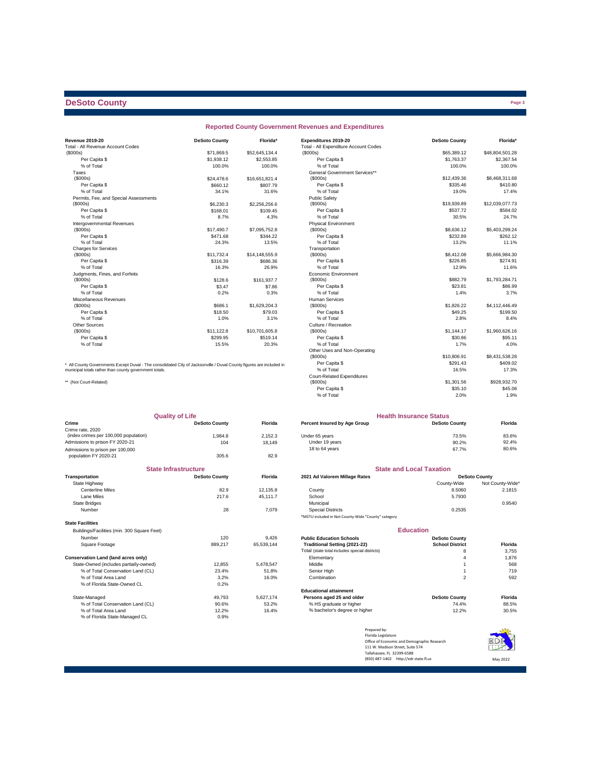# DeSoto County

## Reported County Government Revenues and Expenditures

| Revenue 2019-20 | DeSoto County | Florida* |
|---|---|---|
| Total - All Revenue Account Codes | | |
| ($000s) | $71,869.5 | $52,645,134.4 |
| Per Capita $ | $1,938.12 | $2,553.85 |
| % of Total | 100.0% | 100.0% |
| Taxes | | |
| ($000s) | $24,478.6 | $16,651,821.4 |
| Per Capita $ | $660.12 | $807.79 |
| % of Total | 34.1% | 31.6% |
| Permits, Fee, and Special Assessments | | |
| ($000s) | $6,230.3 | $2,256,256.6 |
| Per Capita $ | $168.01 | $109.45 |
| % of Total | 8.7% | 4.3% |
| Intergovernmental Revenues | | |
| ($000s) | $17,490.7 | $7,095,752.8 |
| Per Capita $ | $471.68 | $344.22 |
| % of Total | 24.3% | 13.5% |
| Charges for Services | | |
| ($000s) | $11,732.4 | $14,148,555.9 |
| Per Capita $ | $316.39 | $686.36 |
| % of Total | 16.3% | 26.9% |
| Judgments, Fines, and Forfeits | | |
| ($000s) | $128.6 | $161,937.7 |
| Per Capita $ | $3.47 | $7.86 |
| % of Total | 0.2% | 0.3% |
| Miscellaneous Revenues | | |
| ($000s) | $686.1 | $1,629,204.3 |
| Per Capita $ | $18.50 | $79.03 |
| % of Total | 1.0% | 3.1% |
| Other Sources | | |
| ($000s) | $11,122.8 | $10,701,605.8 |
| Per Capita $ | $299.95 | $519.14 |
| % of Total | 15.5% | 20.3% |

\* All County Governments Except Duval - The consolidated City of Jacksonville / Duval County figures are included in municipal totals rather than county government totals.

\** (Not Court-Related)

| Expenditures 2019-20 | DeSoto County | Florida* |
|---|---|---|
| Total - All Expenditure Account Codes | | |
| ($000s) | $65,389.12 | $48,804,501.28 |
| Per Capita $ | $1,763.37 | $2,367.54 |
| % of Total | 100.0% | 100.0% |
| General Government Services** | | |
| ($000s) | $12,439.36 | $8,468,311.68 |
| Per Capita $ | $335.46 | $410.80 |
| % of Total | 19.0% | 17.4% |
| Public Safety | | |
| ($000s) | $19,939.89 | $12,039,077.73 |
| Per Capita $ | $537.72 | $584.02 |
| % of Total | 30.5% | 24.7% |
| Physical Environment | | |
| ($000s) | $8,636.12 | $5,403,299.24 |
| Per Capita $ | $232.89 | $262.12 |
| % of Total | 13.2% | 11.1% |
| Transportation | | |
| ($000s) | $8,412.08 | $5,666,984.30 |
| Per Capita $ | $226.85 | $274.91 |
| % of Total | 12.9% | 11.6% |
| Economic Environment | | |
| ($000s) | $882.79 | $1,793,284.71 |
| Per Capita $ | $23.81 | $86.99 |
| % of Total | 1.4% | 3.7% |
| Human Services | | |
| ($000s) | $1,826.22 | $4,112,446.49 |
| Per Capita $ | $49.25 | $199.50 |
| % of Total | 2.8% | 8.4% |
| Culture / Recreation | | |
| ($000s) | $1,144.17 | $1,960,626.16 |
| Per Capita $ | $30.86 | $95.11 |
| % of Total | 1.7% | 4.0% |
| Other Uses and Non-Operating | | |
| ($000s) | $10,806.91 | $8,431,538.28 |
| Per Capita $ | $291.43 | $409.02 |
| % of Total | 16.5% | 17.3% |
| Court-Related Expenditures | | |
| ($000s) | $1,301.56 | $928,932.70 |
| Per Capita $ | $35.10 | $45.06 |
| % of Total | 2.0% | 1.9% |

## Quality of Life

| Crime | DeSoto County | Florida |
|---|---|---|
| Crime rate, 2020 (index crimes per 100,000 population) | 1,984.8 | 2,152.3 |
| Admissions to prison FY 2020-21 | 104 | 18,149 |
| Admissions to prison per 100,000 population FY 2020-21 | 305.6 | 82.9 |

## Health Insurance Status

| Percent Insured by Age Group | DeSoto County | Florida |
|---|---|---|
| Under 65 years | 73.5% | 83.6% |
| Under 19 years | 90.2% | 92.4% |
| 18 to 64 years | 67.7% | 80.6% |

## State Infrastructure

| Transportation | DeSoto County | Florida |
|---|---|---|
| State Highway | | |
| Centerline Miles | 82.9 | 12,135.8 |
| Lane Miles | 217.6 | 45,111.7 |
| State Bridges | | |
| Number | 28 | 7,079 |

| State Facilities | DeSoto County | Florida |
|---|---|---|
| Buildings/Facilities (min. 300 Square Feet) | | |
| Number | 120 | 9,426 |
| Square Footage | 889,217 | 65,539,144 |

| Conservation Land (land acres only) | DeSoto County | Florida |
|---|---|---|
| State-Owned (includes partially-owned) | 12,855 | 5,478,547 |
| % of Total Conservation Land (CL) | 23.4% | 51.8% |
| % of Total Area Land | 3.2% | 16.0% |
| % of Florida State-Owned CL | 0.2% | |
| State-Managed | 49,793 | 5,627,174 |
| % of Total Conservation Land (CL) | 90.6% | 53.2% |
| % of Total Area Land | 12.2% | 16.4% |
| % of Florida State-Managed CL | 0.9% | |

## State and Local Taxation

| 2021 Ad Valorem Millage Rates | DeSoto County County-Wide | DeSoto County Not County-Wide* |
|---|---|---|
| County | 8.5060 | 2.1815 |
| School | 5.7930 | |
| Municipal | | 0.9540 |
| Special Districts | 0.2535 | |

\*MSTU included in Not County-Wide "County" category

## Education

| Public Education Schools Traditional Setting (2021-22) | DeSoto County School District | Florida |
|---|---|---|
| Total (state total includes special districts) | 8 | 3,755 |
| Elementary | 4 | 1,876 |
| Middle | 1 | 568 |
| Senior High | 1 | 719 |
| Combination | 2 | 592 |

| Educational attainment Persons aged 25 and older | DeSoto County | Florida |
|---|---|---|
| % HS graduate or higher | 74.4% | 88.5% |
| % bachelor's degree or higher | 12.2% | 30.5% |

Prepared by:
Florida Legislature
Office of Economic and Demographic Research
111 W. Madison Street, Suite 574
Tallahassee, FL 32399-6588
(850) 487-1402 http://edr.state.fl.us

May 2022